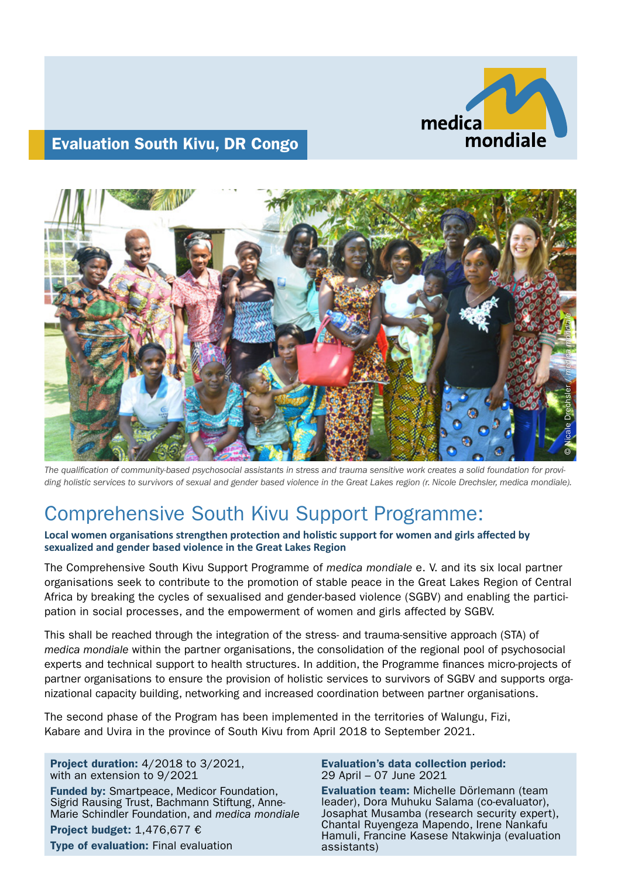## Evaluation South Kivu, DR Congo

medica mondiale

*The qualification of community-based psychosocial assistants in stress and trauma sensitive work creates a solid foundation for providing holistic services to survivors of sexual and gender based violence in the Great Lakes region (r. Nicole Drechsler, medica mondiale).*

# Comprehensive South Kivu Support Programme:

**Local women organisations strengthen protection and holistic support for women and girls affected by sexualized and gender based violence in the Great Lakes Region**

The Comprehensive South Kivu Support Programme of *medica mondiale* e. V. and its six local partner organisations seek to contribute to the promotion of stable peace in the Great Lakes Region of Central Africa by breaking the cycles of sexualised and gender-based violence (SGBV) and enabling the participation in social processes, and the empowerment of women and girls affected by SGBV.

This shall be reached through the integration of the stress- and trauma-sensitive approach (STA) of *medica mondiale* within the partner organisations, the consolidation of the regional pool of psychosocial experts and technical support to health structures. In addition, the Programme finances micro-projects of partner organisations to ensure the provision of holistic services to survivors of SGBV and supports organizational capacity building, networking and increased coordination between partner organisations.

The second phase of the Program has been implemented in the territories of Walungu, Fizi, Kabare and Uvira in the province of South Kivu from April 2018 to September 2021.

**Project duration:** 4/2018 to 3/2021, with an extension to 9/2021

**Funded by:** Smartpeace, Medicor Foundation, Sigrid Rausing Trust, Bachmann Stiftung, Anne-Marie Schindler Foundation, and *medica mondiale*

**Project budget:** 1,476,677 €

**Type of evaluation:** Final evaluation

**Evaluation's data collection period:** 29 April – 07 June 2021

**Evaluation team:** Michelle Dörlemann (team leader), Dora Muhuku Salama (co-evaluator), Josaphat Musamba (research security expert), Chantal Ruyengeza Mapendo, Irene Nankafu Hamuli, Francine Kasese Ntakwinja (evaluation assistants)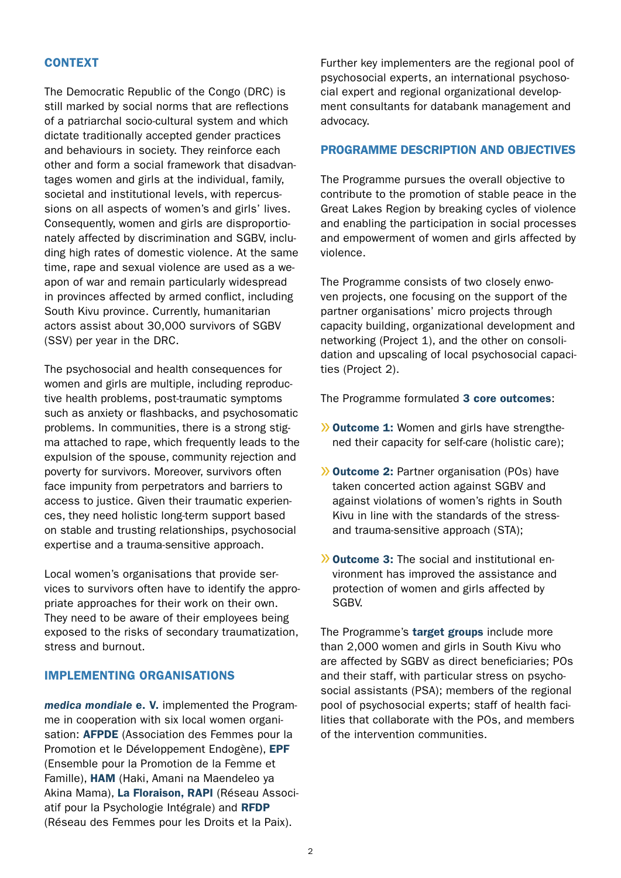## CONTEXT

The Democratic Republic of the Congo (DRC) is still marked by social norms that are reflections of a patriarchal socio-cultural system and which dictate traditionally accepted gender practices and behaviours in society. They reinforce each other and form a social framework that disadvantages women and girls at the individual, family, societal and institutional levels, with repercussions on all aspects of women's and girls' lives. Consequently, women and girls are disproportionately affected by discrimination and SGBV, including high rates of domestic violence. At the same time, rape and sexual violence are used as a weapon of war and remain particularly widespread in provinces affected by armed conflict, including South Kivu province. Currently, humanitarian actors assist about 30,000 survivors of SGBV (SSV) per year in the DRC.

The psychosocial and health consequences for women and girls are multiple, including reproductive health problems, post-traumatic symptoms such as anxiety or flashbacks, and psychosomatic problems. In communities, there is a strong stigma attached to rape, which frequently leads to the expulsion of the spouse, community rejection and poverty for survivors. Moreover, survivors often face impunity from perpetrators and barriers to access to justice. Given their traumatic experiences, they need holistic long-term support based on stable and trusting relationships, psychosocial expertise and a trauma-sensitive approach.

Local women's organisations that provide services to survivors often have to identify the appropriate approaches for their work on their own. They need to be aware of their employees being exposed to the risks of secondary traumatization, stress and burnout.

## IMPLEMENTING ORGANISATIONS

***medica mondiale* e. V.** implemented the Programme in cooperation with six local women organisation: **AFPDE** (Association des Femmes pour la Promotion et le Développement Endogène), **EPF** (Ensemble pour la Promotion de la Femme et Famille), **HAM** (Haki, Amani na Maendeleo ya Akina Mama), **La Floraison, RAPI** (Réseau Associatif pour la Psychologie Intégrale) and **RFDP** (Réseau des Femmes pour les Droits et la Paix).

Further key implementers are the regional pool of psychosocial experts, an international psychosocial expert and regional organizational development consultants for databank management and advocacy.

## PROGRAMME DESCRIPTION AND OBJECTIVES

The Programme pursues the overall objective to contribute to the promotion of stable peace in the Great Lakes Region by breaking cycles of violence and enabling the participation in social processes and empowerment of women and girls affected by violence.

The Programme consists of two closely enwoven projects, one focusing on the support of the partner organisations' micro projects through capacity building, organizational development and networking (Project 1), and the other on consolidation and upscaling of local psychosocial capacities (Project 2).

The Programme formulated **3 core outcomes**:

- **Outcome 1:** Women and girls have strengthened their capacity for self-care (holistic care);
- **Outcome 2:** Partner organisation (POs) have taken concerted action against SGBV and against violations of women's rights in South Kivu in line with the standards of the stress- and trauma-sensitive approach (STA);
- **Outcome 3:** The social and institutional environment has improved the assistance and protection of women and girls affected by SGBV.

The Programme's **target groups** include more than 2,000 women and girls in South Kivu who are affected by SGBV as direct beneficiaries; POs and their staff, with particular stress on psychosocial assistants (PSA); members of the regional pool of psychosocial experts; staff of health facilities that collaborate with the POs, and members of the intervention communities.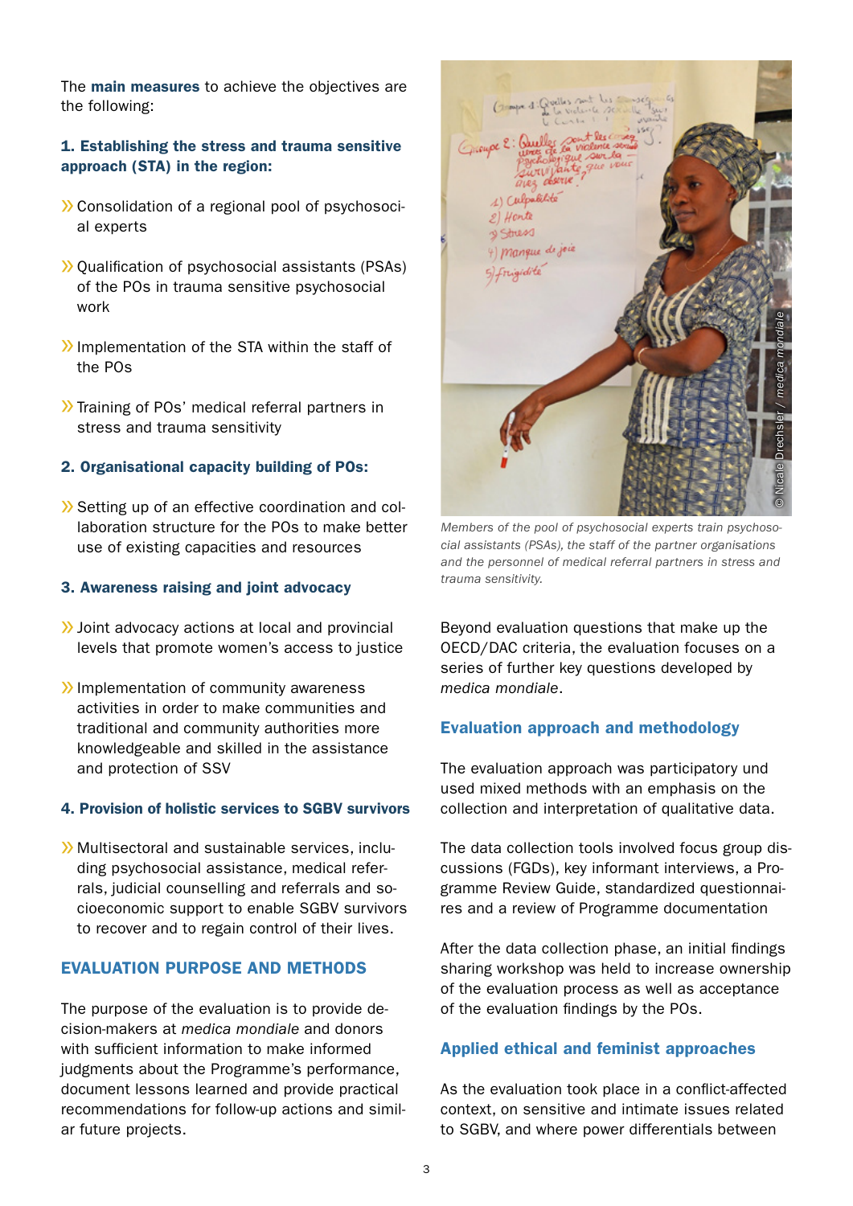The **main measures** to achieve the objectives are the following:

**1. Establishing the stress and trauma sensitive approach (STA) in the region:**

- Consolidation of a regional pool of psychosocial experts
- Qualification of psychosocial assistants (PSAs) of the POs in trauma sensitive psychosocial work
- Implementation of the STA within the staff of the POs
- Training of POs' medical referral partners in stress and trauma sensitivity

**2. Organisational capacity building of POs:**

- Setting up of an effective coordination and collaboration structure for the POs to make better use of existing capacities and resources

**3. Awareness raising and joint advocacy**

- Joint advocacy actions at local and provincial levels that promote women's access to justice
- Implementation of community awareness activities in order to make communities and traditional and community authorities more knowledgeable and skilled in the assistance and protection of SSV

**4. Provision of holistic services to SGBV survivors**

- Multisectoral and sustainable services, including psychosocial assistance, medical referrals, judicial counselling and referrals and socioeconomic support to enable SGBV survivors to recover and to regain control of their lives.

## EVALUATION PURPOSE AND METHODS

The purpose of the evaluation is to provide decision-makers at *medica mondiale* and donors with sufficient information to make informed judgments about the Programme's performance, document lessons learned and provide practical recommendations for follow-up actions and similar future projects.

© Nicole Drechsler / *medica mondiale*

*Members of the pool of psychosocial experts train psychosocial assistants (PSAs), the staff of the partner organisations and the personnel of medical referral partners in stress and trauma sensitivity.*

Beyond evaluation questions that make up the OECD/DAC criteria, the evaluation focuses on a series of further key questions developed by *medica mondiale*.

### Evaluation approach and methodology

The evaluation approach was participatory und used mixed methods with an emphasis on the collection and interpretation of qualitative data.

The data collection tools involved focus group discussions (FGDs), key informant interviews, a Programme Review Guide, standardized questionnaires and a review of Programme documentation

After the data collection phase, an initial findings sharing workshop was held to increase ownership of the evaluation process as well as acceptance of the evaluation findings by the POs.

### Applied ethical and feminist approaches

As the evaluation took place in a conflict-affected context, on sensitive and intimate issues related to SGBV, and where power differentials between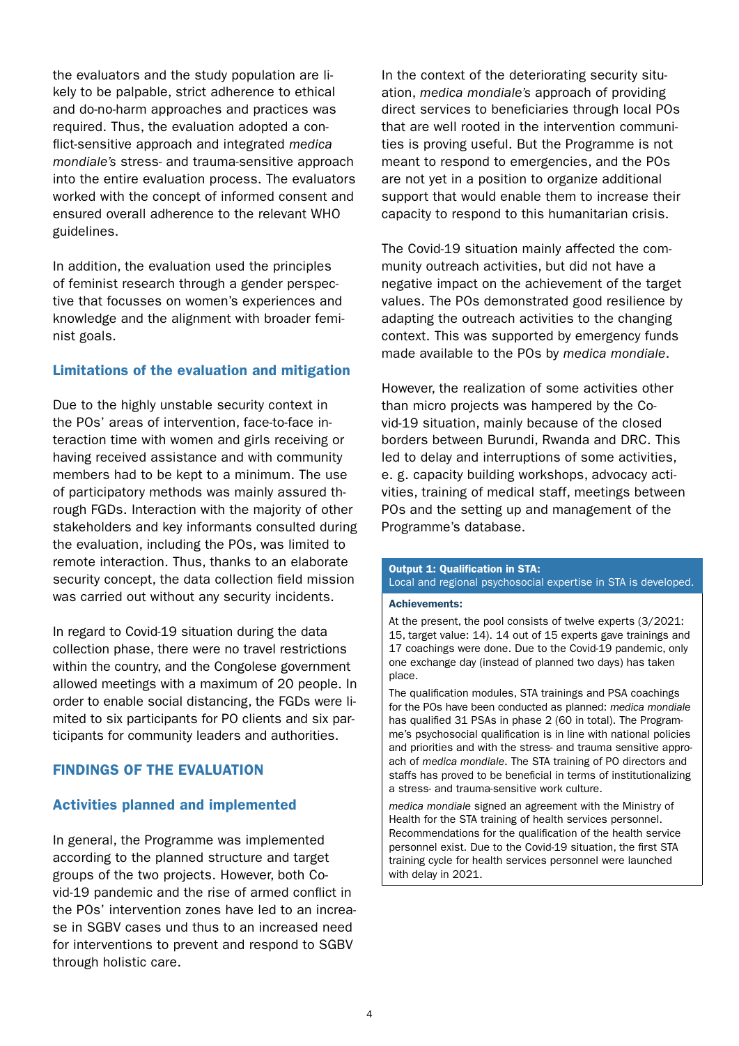the evaluators and the study population are likely to be palpable, strict adherence to ethical and do-no-harm approaches and practices was required. Thus, the evaluation adopted a conflict-sensitive approach and integrated *medica mondiale's* stress- and trauma-sensitive approach into the entire evaluation process. The evaluators worked with the concept of informed consent and ensured overall adherence to the relevant WHO guidelines.

In addition, the evaluation used the principles of feminist research through a gender perspective that focusses on women's experiences and knowledge and the alignment with broader feminist goals.

### Limitations of the evaluation and mitigation

Due to the highly unstable security context in the POs' areas of intervention, face-to-face interaction time with women and girls receiving or having received assistance and with community members had to be kept to a minimum. The use of participatory methods was mainly assured through FGDs. Interaction with the majority of other stakeholders and key informants consulted during the evaluation, including the POs, was limited to remote interaction. Thus, thanks to an elaborate security concept, the data collection field mission was carried out without any security incidents.

In regard to Covid-19 situation during the data collection phase, there were no travel restrictions within the country, and the Congolese government allowed meetings with a maximum of 20 people. In order to enable social distancing, the FGDs were limited to six participants for PO clients and six participants for community leaders and authorities.

## FINDINGS OF THE EVALUATION

### Activities planned and implemented

In general, the Programme was implemented according to the planned structure and target groups of the two projects. However, both Covid-19 pandemic and the rise of armed conflict in the POs' intervention zones have led to an increase in SGBV cases und thus to an increased need for interventions to prevent and respond to SGBV through holistic care.

In the context of the deteriorating security situation, *medica mondiale's* approach of providing direct services to beneficiaries through local POs that are well rooted in the intervention communities is proving useful. But the Programme is not meant to respond to emergencies, and the POs are not yet in a position to organize additional support that would enable them to increase their capacity to respond to this humanitarian crisis.

The Covid-19 situation mainly affected the community outreach activities, but did not have a negative impact on the achievement of the target values. The POs demonstrated good resilience by adapting the outreach activities to the changing context. This was supported by emergency funds made available to the POs by *medica mondiale*.

However, the realization of some activities other than micro projects was hampered by the Covid-19 situation, mainly because of the closed borders between Burundi, Rwanda and DRC. This led to delay and interruptions of some activities, e. g. capacity building workshops, advocacy activities, training of medical staff, meetings between POs and the setting up and management of the Programme's database.

**Output 1: Qualification in STA:**
Local and regional psychosocial expertise in STA is developed.

**Achievements:**

At the present, the pool consists of twelve experts (3/2021: 15, target value: 14). 14 out of 15 experts gave trainings and 17 coachings were done. Due to the Covid-19 pandemic, only one exchange day (instead of planned two days) has taken place.

The qualification modules, STA trainings and PSA coachings for the POs have been conducted as planned: *medica mondiale* has qualified 31 PSAs in phase 2 (60 in total). The Programme's psychosocial qualification is in line with national policies and priorities and with the stress- and trauma sensitive approach of *medica mondiale*. The STA training of PO directors and staffs has proved to be beneficial in terms of institutionalizing a stress- and trauma-sensitive work culture.

*medica mondiale* signed an agreement with the Ministry of Health for the STA training of health services personnel. Recommendations for the qualification of the health service personnel exist. Due to the Covid-19 situation, the first STA training cycle for health services personnel were launched with delay in 2021.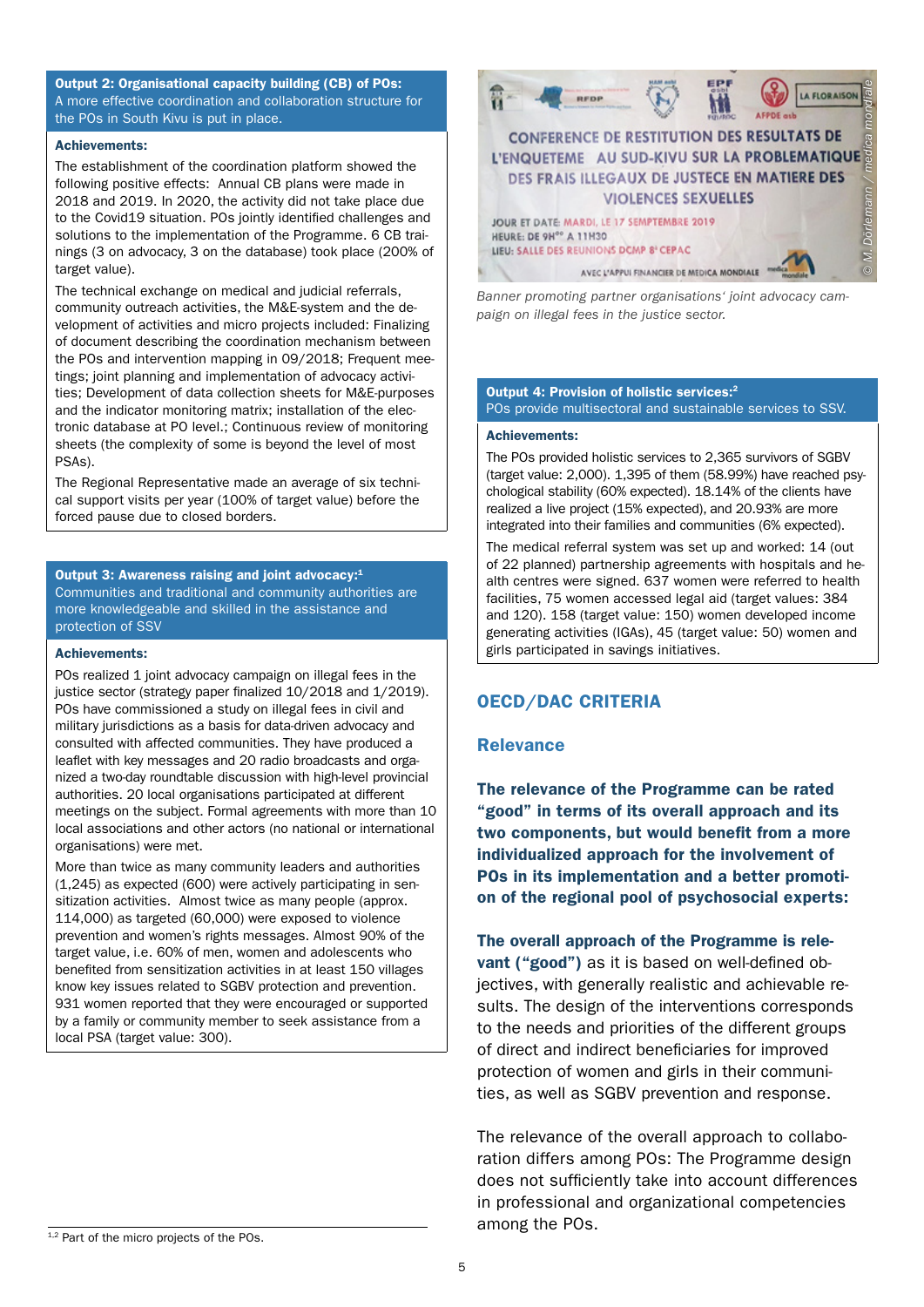**Output 2: Organisational capacity building (CB) of POs:**
A more effective coordination and collaboration structure for the POs in South Kivu is put in place.

**Achievements:**

The establishment of the coordination platform showed the following positive effects: Annual CB plans were made in 2018 and 2019. In 2020, the activity did not take place due to the Covid19 situation. POs jointly identified challenges and solutions to the implementation of the Programme. 6 CB trainings (3 on advocacy, 3 on the database) took place (200% of target value).

The technical exchange on medical and judicial referrals, community outreach activities, the M&E-system and the development of activities and micro projects included: Finalizing of document describing the coordination mechanism between the POs and intervention mapping in 09/2018; Frequent meetings; joint planning and implementation of advocacy activities; Development of data collection sheets for M&E-purposes and the indicator monitoring matrix; installation of the electronic database at PO level.; Continuous review of monitoring sheets (the complexity of some is beyond the level of most PSAs).

The Regional Representative made an average of six technical support visits per year (100% of target value) before the forced pause due to closed borders.

**Output 3: Awareness raising and joint advocacy:**[1]
Communities and traditional and community authorities are more knowledgeable and skilled in the assistance and protection of SSV

**Achievements:**

POs realized 1 joint advocacy campaign on illegal fees in the justice sector (strategy paper finalized 10/2018 and 1/2019). POs have commissioned a study on illegal fees in civil and military jurisdictions as a basis for data-driven advocacy and consulted with affected communities. They have produced a leaflet with key messages and 20 radio broadcasts and organized a two-day roundtable discussion with high-level provincial authorities. 20 local organisations participated at different meetings on the subject. Formal agreements with more than 10 local associations and other actors (no national or international organisations) were met.

More than twice as many community leaders and authorities (1,245) as expected (600) were actively participating in sensitization activities. Almost twice as many people (approx. 114,000) as targeted (60,000) were exposed to violence prevention and women's rights messages. Almost 90% of the target value, i.e. 60% of men, women and adolescents who benefited from sensitization activities in at least 150 villages know key issues related to SGBV protection and prevention. 931 women reported that they were encouraged or supported by a family or community member to seek assistance from a local PSA (target value: 300).

[1,2] Part of the micro projects of the POs.

*Banner promoting partner organisations' joint advocacy campaign on illegal fees in the justice sector.*

**Output 4: Provision of holistic services:**[2]
POs provide multisectoral and sustainable services to SSV.

**Achievements:**

The POs provided holistic services to 2,365 survivors of SGBV (target value: 2,000). 1,395 of them (58.99%) have reached psychological stability (60% expected). 18.14% of the clients have realized a live project (15% expected), and 20.93% are more integrated into their families and communities (6% expected).

The medical referral system was set up and worked: 14 (out of 22 planned) partnership agreements with hospitals and health centres were signed. 637 women were referred to health facilities, 75 women accessed legal aid (target values: 384 and 120). 158 (target value: 150) women developed income generating activities (IGAs), 45 (target value: 50) women and girls participated in savings initiatives.

## OECD/DAC CRITERIA

### Relevance

**The relevance of the Programme can be rated "good" in terms of its overall approach and its two components, but would benefit from a more individualized approach for the involvement of POs in its implementation and a better promotion of the regional pool of psychosocial experts:**

**The overall approach of the Programme is relevant ("good")** as it is based on well-defined objectives, with generally realistic and achievable results. The design of the interventions corresponds to the needs and priorities of the different groups of direct and indirect beneficiaries for improved protection of women and girls in their communities, as well as SGBV prevention and response.

The relevance of the overall approach to collaboration differs among POs: The Programme design does not sufficiently take into account differences in professional and organizational competencies among the POs.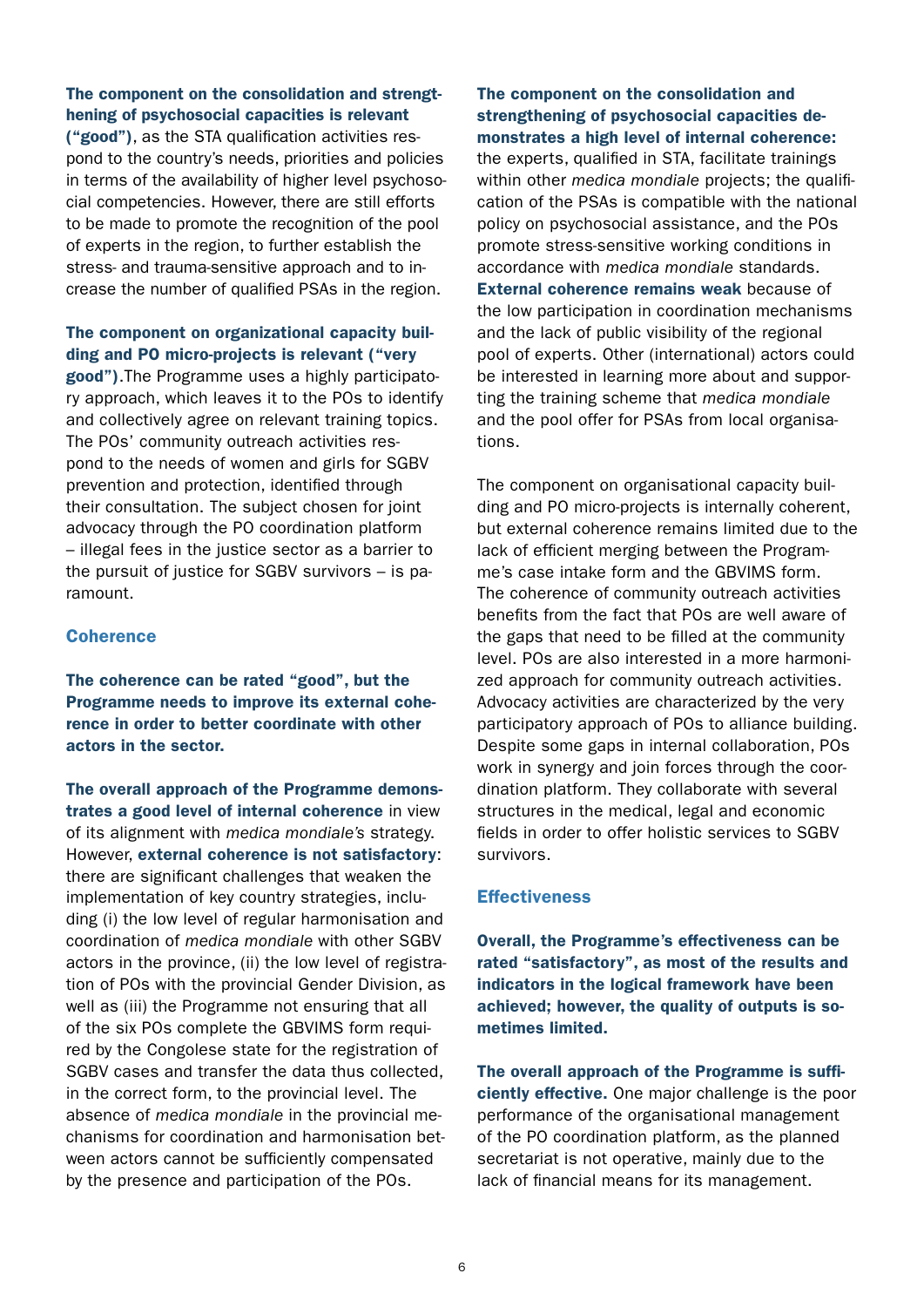**The component on the consolidation and strengthening of psychosocial capacities is relevant ("good")**, as the STA qualification activities respond to the country's needs, priorities and policies in terms of the availability of higher level psychosocial competencies. However, there are still efforts to be made to promote the recognition of the pool of experts in the region, to further establish the stress- and trauma-sensitive approach and to increase the number of qualified PSAs in the region.

**The component on organizational capacity building and PO micro-projects is relevant ("very good")**.The Programme uses a highly participatory approach, which leaves it to the POs to identify and collectively agree on relevant training topics. The POs' community outreach activities respond to the needs of women and girls for SGBV prevention and protection, identified through their consultation. The subject chosen for joint advocacy through the PO coordination platform – illegal fees in the justice sector as a barrier to the pursuit of justice for SGBV survivors – is paramount.

## Coherence

**The coherence can be rated "good", but the Programme needs to improve its external coherence in order to better coordinate with other actors in the sector.**

**The overall approach of the Programme demonstrates a good level of internal coherence** in view of its alignment with *medica mondiale's* strategy. However, **external coherence is not satisfactory**: there are significant challenges that weaken the implementation of key country strategies, including (i) the low level of regular harmonisation and coordination of *medica mondiale* with other SGBV actors in the province, (ii) the low level of registration of POs with the provincial Gender Division, as well as (iii) the Programme not ensuring that all of the six POs complete the GBVIMS form required by the Congolese state for the registration of SGBV cases and transfer the data thus collected, in the correct form, to the provincial level. The absence of *medica mondiale* in the provincial mechanisms for coordination and harmonisation between actors cannot be sufficiently compensated by the presence and participation of the POs.

**The component on the consolidation and strengthening of psychosocial capacities demonstrates a high level of internal coherence:** the experts, qualified in STA, facilitate trainings within other *medica mondiale* projects; the qualification of the PSAs is compatible with the national policy on psychosocial assistance, and the POs promote stress-sensitive working conditions in accordance with *medica mondiale* standards. **External coherence remains weak** because of the low participation in coordination mechanisms and the lack of public visibility of the regional pool of experts. Other (international) actors could be interested in learning more about and supporting the training scheme that *medica mondiale* and the pool offer for PSAs from local organisations.

The component on organisational capacity building and PO micro-projects is internally coherent, but external coherence remains limited due to the lack of efficient merging between the Programme's case intake form and the GBVIMS form. The coherence of community outreach activities benefits from the fact that POs are well aware of the gaps that need to be filled at the community level. POs are also interested in a more harmonized approach for community outreach activities. Advocacy activities are characterized by the very participatory approach of POs to alliance building. Despite some gaps in internal collaboration, POs work in synergy and join forces through the coordination platform. They collaborate with several structures in the medical, legal and economic fields in order to offer holistic services to SGBV survivors.

## Effectiveness

**Overall, the Programme's effectiveness can be rated "satisfactory", as most of the results and indicators in the logical framework have been achieved; however, the quality of outputs is sometimes limited.**

**The overall approach of the Programme is sufficiently effective.** One major challenge is the poor performance of the organisational management of the PO coordination platform, as the planned secretariat is not operative, mainly due to the lack of financial means for its management.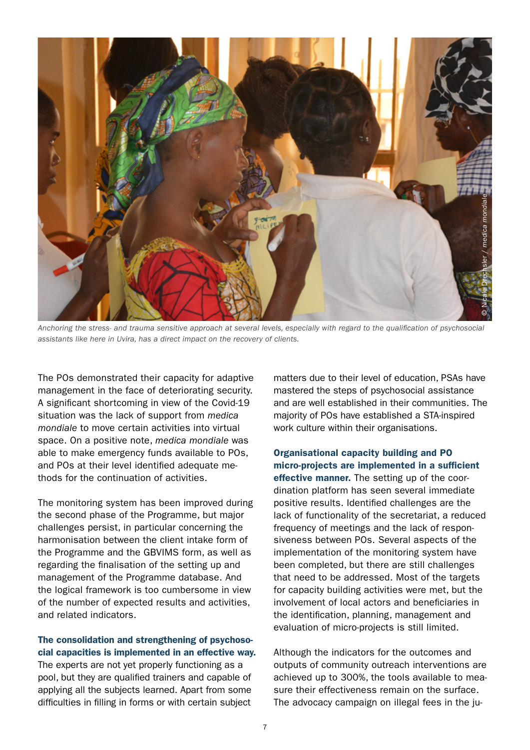*Anchoring the stress- and trauma sensitive approach at several levels, especially with regard to the qualification of psychosocial assistants like here in Uvira, has a direct impact on the recovery of clients.*

The POs demonstrated their capacity for adaptive management in the face of deteriorating security. A significant shortcoming in view of the Covid-19 situation was the lack of support from *medica mondiale* to move certain activities into virtual space. On a positive note, *medica mondiale* was able to make emergency funds available to POs, and POs at their level identified adequate methods for the continuation of activities.

The monitoring system has been improved during the second phase of the Programme, but major challenges persist, in particular concerning the harmonisation between the client intake form of the Programme and the GBVIMS form, as well as regarding the finalisation of the setting up and management of the Programme database. And the logical framework is too cumbersome in view of the number of expected results and activities, and related indicators.

**The consolidation and strengthening of psychosocial capacities is implemented in an effective way.** The experts are not yet properly functioning as a pool, but they are qualified trainers and capable of applying all the subjects learned. Apart from some difficulties in filling in forms or with certain subject matters due to their level of education, PSAs have mastered the steps of psychosocial assistance and are well established in their communities. The majority of POs have established a STA-inspired work culture within their organisations.

**Organisational capacity building and PO micro-projects are implemented in a sufficient effective manner.** The setting up of the coordination platform has seen several immediate positive results. Identified challenges are the lack of functionality of the secretariat, a reduced frequency of meetings and the lack of responsiveness between POs. Several aspects of the implementation of the monitoring system have been completed, but there are still challenges that need to be addressed. Most of the targets for capacity building activities were met, but the involvement of local actors and beneficiaries in the identification, planning, management and evaluation of micro-projects is still limited.

Although the indicators for the outcomes and outputs of community outreach interventions are achieved up to 300%, the tools available to measure their effectiveness remain on the surface. The advocacy campaign on illegal fees in the ju-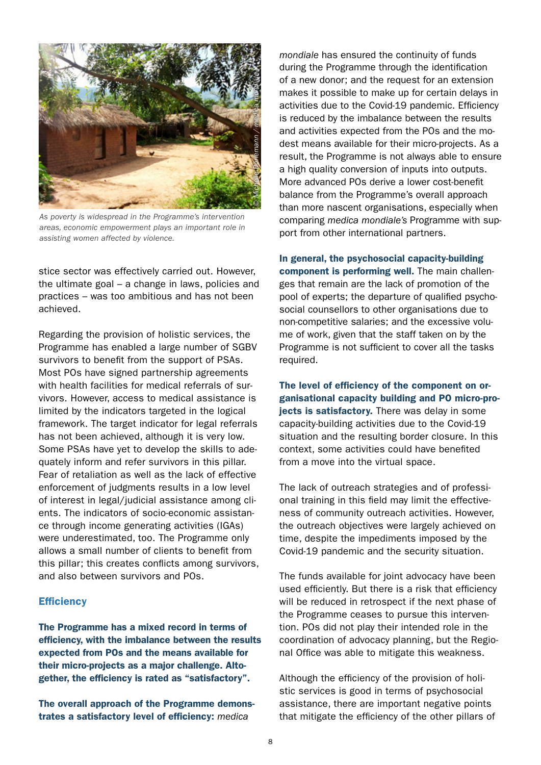As poverty is widespread in the Programme's intervention areas, economic empowerment plays an important role in assisting women affected by violence.

stice sector was effectively carried out. However, the ultimate goal – a change in laws, policies and practices – was too ambitious and has not been achieved.

Regarding the provision of holistic services, the Programme has enabled a large number of SGBV survivors to benefit from the support of PSAs. Most POs have signed partnership agreements with health facilities for medical referrals of survivors. However, access to medical assistance is limited by the indicators targeted in the logical framework. The target indicator for legal referrals has not been achieved, although it is very low. Some PSAs have yet to develop the skills to adequately inform and refer survivors in this pillar. Fear of retaliation as well as the lack of effective enforcement of judgments results in a low level of interest in legal/judicial assistance among clients. The indicators of socio-economic assistance through income generating activities (IGAs) were underestimated, too. The Programme only allows a small number of clients to benefit from this pillar; this creates conflicts among survivors, and also between survivors and POs.

### Efficiency

**The Programme has a mixed record in terms of efficiency, with the imbalance between the results expected from POs and the means available for their micro-projects as a major challenge. Altogether, the efficiency is rated as "satisfactory".**

**The overall approach of the Programme demonstrates a satisfactory level of efficiency:** *medica mondiale* has ensured the continuity of funds during the Programme through the identification of a new donor; and the request for an extension makes it possible to make up for certain delays in activities due to the Covid-19 pandemic. Efficiency is reduced by the imbalance between the results and activities expected from the POs and the modest means available for their micro-projects. As a result, the Programme is not always able to ensure a high quality conversion of inputs into outputs. More advanced POs derive a lower cost-benefit balance from the Programme's overall approach than more nascent organisations, especially when comparing *medica mondiale's* Programme with support from other international partners.

**In general, the psychosocial capacity-building component is performing well.** The main challenges that remain are the lack of promotion of the pool of experts; the departure of qualified psychosocial counsellors to other organisations due to non-competitive salaries; and the excessive volume of work, given that the staff taken on by the Programme is not sufficient to cover all the tasks required.

**The level of efficiency of the component on organisational capacity building and PO micro-projects is satisfactory.** There was delay in some capacity-building activities due to the Covid-19 situation and the resulting border closure. In this context, some activities could have benefited from a move into the virtual space.

The lack of outreach strategies and of professional training in this field may limit the effectiveness of community outreach activities. However, the outreach objectives were largely achieved on time, despite the impediments imposed by the Covid-19 pandemic and the security situation.

The funds available for joint advocacy have been used efficiently. But there is a risk that efficiency will be reduced in retrospect if the next phase of the Programme ceases to pursue this intervention. POs did not play their intended role in the coordination of advocacy planning, but the Regional Office was able to mitigate this weakness.

Although the efficiency of the provision of holistic services is good in terms of psychosocial assistance, there are important negative points that mitigate the efficiency of the other pillars of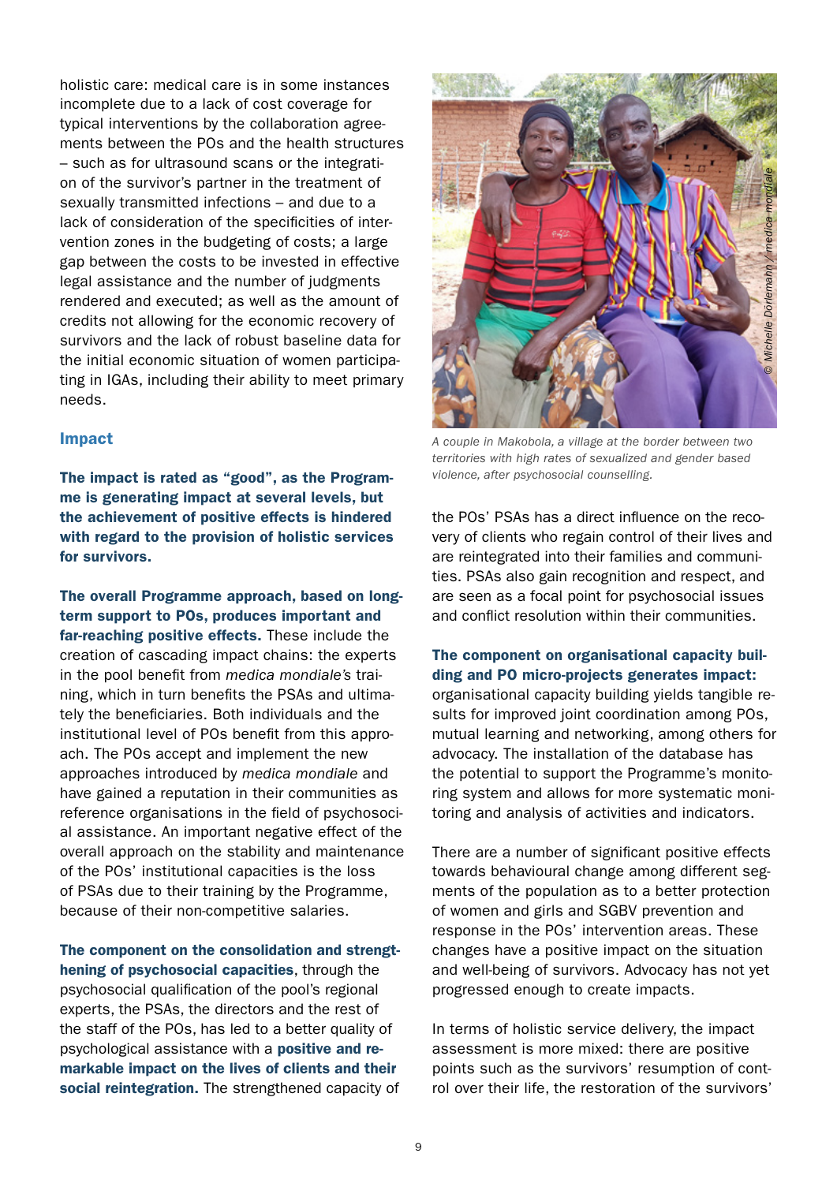holistic care: medical care is in some instances incomplete due to a lack of cost coverage for typical interventions by the collaboration agreements between the POs and the health structures – such as for ultrasound scans or the integration of the survivor's partner in the treatment of sexually transmitted infections – and due to a lack of consideration of the specificities of intervention zones in the budgeting of costs; a large gap between the costs to be invested in effective legal assistance and the number of judgments rendered and executed; as well as the amount of credits not allowing for the economic recovery of survivors and the lack of robust baseline data for the initial economic situation of women participating in IGAs, including their ability to meet primary needs.

## Impact

**The impact is rated as "good", as the Programme is generating impact at several levels, but the achievement of positive effects is hindered with regard to the provision of holistic services for survivors.**

**The overall Programme approach, based on long-term support to POs, produces important and far-reaching positive effects.** These include the creation of cascading impact chains: the experts in the pool benefit from *medica mondiale's* training, which in turn benefits the PSAs and ultimately the beneficiaries. Both individuals and the institutional level of POs benefit from this approach. The POs accept and implement the new approaches introduced by *medica mondiale* and have gained a reputation in their communities as reference organisations in the field of psychosocial assistance. An important negative effect of the overall approach on the stability and maintenance of the POs' institutional capacities is the loss of PSAs due to their training by the Programme, because of their non-competitive salaries.

**The component on the consolidation and strengthening of psychosocial capacities**, through the psychosocial qualification of the pool's regional experts, the PSAs, the directors and the rest of the staff of the POs, has led to a better quality of psychological assistance with a **positive and remarkable impact on the lives of clients and their social reintegration.** The strengthened capacity of the POs' PSAs has a direct influence on the recovery of clients who regain control of their lives and are reintegrated into their families and communities. PSAs also gain recognition and respect, and are seen as a focal point for psychosocial issues and conflict resolution within their communities.

*A couple in Makobola, a village at the border between two territories with high rates of sexualized and gender based violence, after psychosocial counselling.*

© Michelle Dörlemann / medica mondiale

**The component on organisational capacity building and PO micro-projects generates impact:** organisational capacity building yields tangible results for improved joint coordination among POs, mutual learning and networking, among others for advocacy. The installation of the database has the potential to support the Programme's monitoring system and allows for more systematic monitoring and analysis of activities and indicators.

There are a number of significant positive effects towards behavioural change among different segments of the population as to a better protection of women and girls and SGBV prevention and response in the POs' intervention areas. These changes have a positive impact on the situation and well-being of survivors. Advocacy has not yet progressed enough to create impacts.

In terms of holistic service delivery, the impact assessment is more mixed: there are positive points such as the survivors' resumption of control over their life, the restoration of the survivors'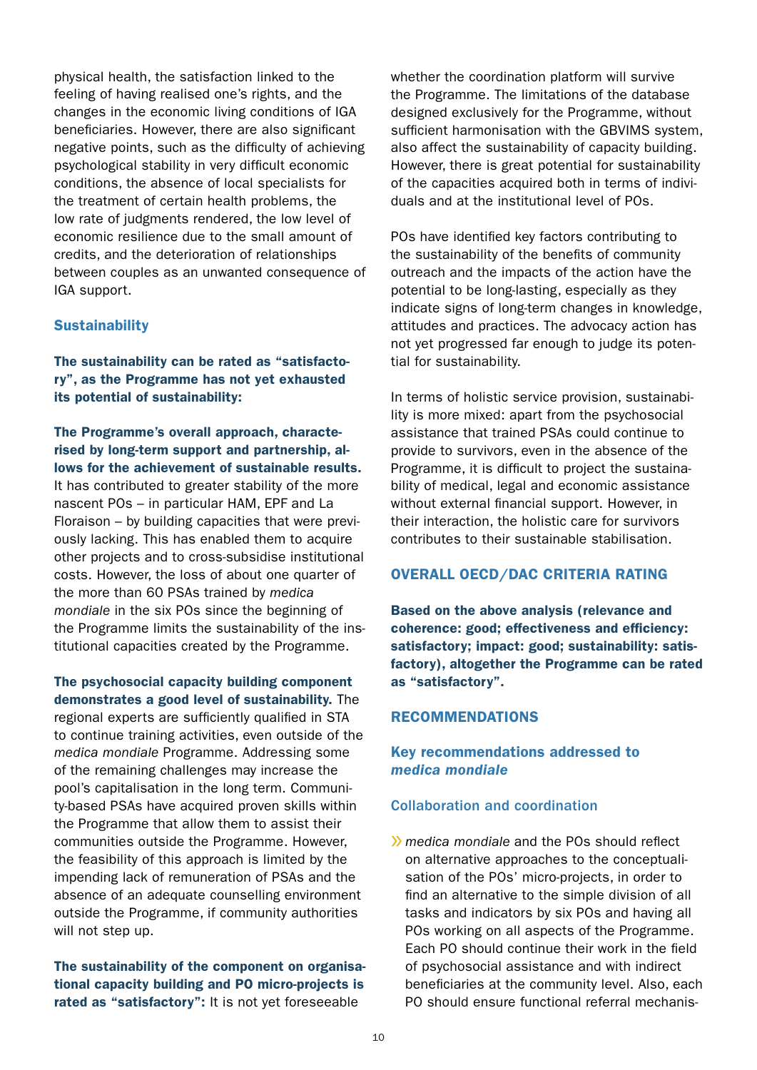physical health, the satisfaction linked to the feeling of having realised one's rights, and the changes in the economic living conditions of IGA beneficiaries. However, there are also significant negative points, such as the difficulty of achieving psychological stability in very difficult economic conditions, the absence of local specialists for the treatment of certain health problems, the low rate of judgments rendered, the low level of economic resilience due to the small amount of credits, and the deterioration of relationships between couples as an unwanted consequence of IGA support.

### Sustainability

**The sustainability can be rated as "satisfactory", as the Programme has not yet exhausted its potential of sustainability:**

**The Programme's overall approach, characterised by long-term support and partnership, allows for the achievement of sustainable results.** It has contributed to greater stability of the more nascent POs – in particular HAM, EPF and La Floraison – by building capacities that were previously lacking. This has enabled them to acquire other projects and to cross-subsidise institutional costs. However, the loss of about one quarter of the more than 60 PSAs trained by *medica mondiale* in the six POs since the beginning of the Programme limits the sustainability of the institutional capacities created by the Programme.

**The psychosocial capacity building component demonstrates a good level of sustainability.** The regional experts are sufficiently qualified in STA to continue training activities, even outside of the *medica mondiale* Programme. Addressing some of the remaining challenges may increase the pool's capitalisation in the long term. Community-based PSAs have acquired proven skills within the Programme that allow them to assist their communities outside the Programme. However, the feasibility of this approach is limited by the impending lack of remuneration of PSAs and the absence of an adequate counselling environment outside the Programme, if community authorities will not step up.

**The sustainability of the component on organisational capacity building and PO micro-projects is rated as "satisfactory":** It is not yet foreseeable whether the coordination platform will survive the Programme. The limitations of the database designed exclusively for the Programme, without sufficient harmonisation with the GBVIMS system, also affect the sustainability of capacity building. However, there is great potential for sustainability of the capacities acquired both in terms of individuals and at the institutional level of POs.

POs have identified key factors contributing to the sustainability of the benefits of community outreach and the impacts of the action have the potential to be long-lasting, especially as they indicate signs of long-term changes in knowledge, attitudes and practices. The advocacy action has not yet progressed far enough to judge its potential for sustainability.

In terms of holistic service provision, sustainability is more mixed: apart from the psychosocial assistance that trained PSAs could continue to provide to survivors, even in the absence of the Programme, it is difficult to project the sustainability of medical, legal and economic assistance without external financial support. However, in their interaction, the holistic care for survivors contributes to their sustainable stabilisation.

## OVERALL OECD/DAC CRITERIA RATING

**Based on the above analysis (relevance and coherence: good; effectiveness and efficiency: satisfactory; impact: good; sustainability: satisfactory), altogether the Programme can be rated as "satisfactory".**

## RECOMMENDATIONS

### Key recommendations addressed to *medica mondiale*

#### Collaboration and coordination

- *medica mondiale* and the POs should reflect on alternative approaches to the conceptualisation of the POs' micro-projects, in order to find an alternative to the simple division of all tasks and indicators by six POs and having all POs working on all aspects of the Programme. Each PO should continue their work in the field of psychosocial assistance and with indirect beneficiaries at the community level. Also, each PO should ensure functional referral mechanis-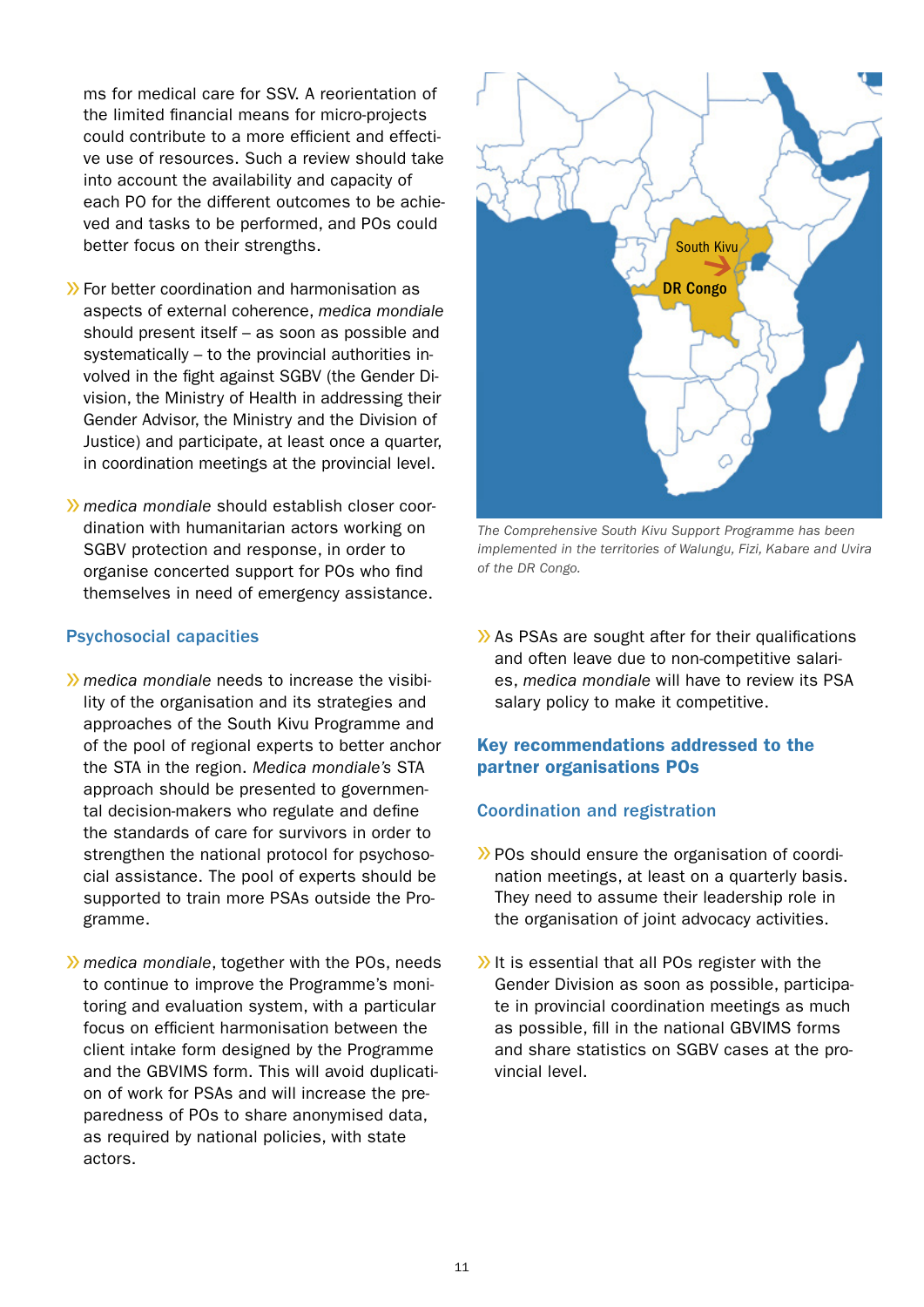ms for medical care for SSV. A reorientation of the limited financial means for micro-projects could contribute to a more efficient and effective use of resources. Such a review should take into account the availability and capacity of each PO for the different outcomes to be achieved and tasks to be performed, and POs could better focus on their strengths.

- For better coordination and harmonisation as aspects of external coherence, *medica mondiale* should present itself – as soon as possible and systematically – to the provincial authorities involved in the fight against SGBV (the Gender Division, the Ministry of Health in addressing their Gender Advisor, the Ministry and the Division of Justice) and participate, at least once a quarter, in coordination meetings at the provincial level.

- *medica mondiale* should establish closer coordination with humanitarian actors working on SGBV protection and response, in order to organise concerted support for POs who find themselves in need of emergency assistance.

### Psychosocial capacities

- *medica mondiale* needs to increase the visibility of the organisation and its strategies and approaches of the South Kivu Programme and of the pool of regional experts to better anchor the STA in the region. *Medica mondiale's* STA approach should be presented to governmental decision-makers who regulate and define the standards of care for survivors in order to strengthen the national protocol for psychosocial assistance. The pool of experts should be supported to train more PSAs outside the Programme.

- *medica mondiale*, together with the POs, needs to continue to improve the Programme's monitoring and evaluation system, with a particular focus on efficient harmonisation between the client intake form designed by the Programme and the GBVIMS form. This will avoid duplication of work for PSAs and will increase the preparedness of POs to share anonymised data, as required by national policies, with state actors.

South Kivu

DR Congo

*The Comprehensive South Kivu Support Programme has been implemented in the territories of Walungu, Fizi, Kabare and Uvira of the DR Congo.*

- As PSAs are sought after for their qualifications and often leave due to non-competitive salaries, *medica mondiale* will have to review its PSA salary policy to make it competitive.

## Key recommendations addressed to the partner organisations POs

### Coordination and registration

- POs should ensure the organisation of coordination meetings, at least on a quarterly basis. They need to assume their leadership role in the organisation of joint advocacy activities.

- It is essential that all POs register with the Gender Division as soon as possible, participate in provincial coordination meetings as much as possible, fill in the national GBVIMS forms and share statistics on SGBV cases at the provincial level.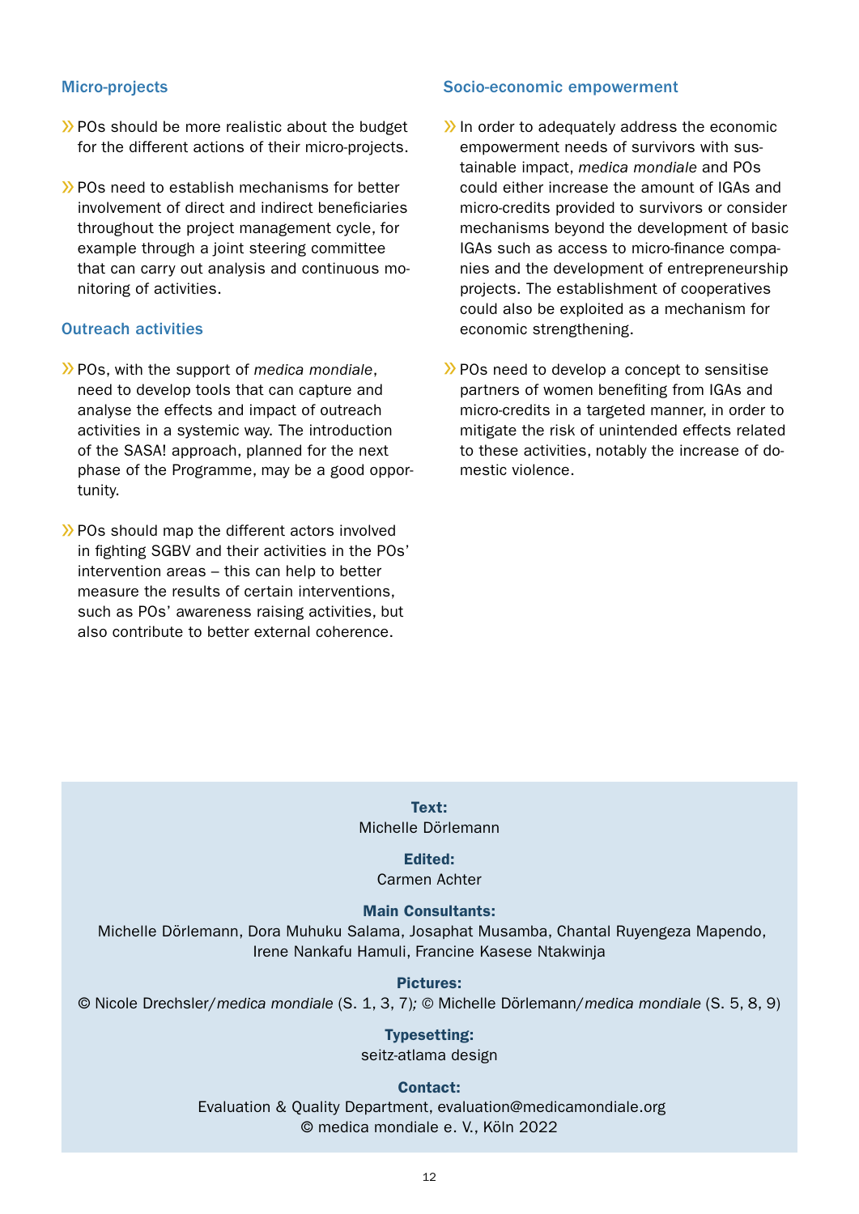### Micro-projects

- POs should be more realistic about the budget for the different actions of their micro-projects.
- POs need to establish mechanisms for better involvement of direct and indirect beneficiaries throughout the project management cycle, for example through a joint steering committee that can carry out analysis and continuous monitoring of activities.

### Outreach activities

- POs, with the support of *medica mondiale*, need to develop tools that can capture and analyse the effects and impact of outreach activities in a systemic way. The introduction of the SASA! approach, planned for the next phase of the Programme, may be a good opportunity.
- POs should map the different actors involved in fighting SGBV and their activities in the POs' intervention areas – this can help to better measure the results of certain interventions, such as POs' awareness raising activities, but also contribute to better external coherence.

### Socio-economic empowerment

- In order to adequately address the economic empowerment needs of survivors with sustainable impact, *medica mondiale* and POs could either increase the amount of IGAs and micro-credits provided to survivors or consider mechanisms beyond the development of basic IGAs such as access to micro-finance companies and the development of entrepreneurship projects. The establishment of cooperatives could also be exploited as a mechanism for economic strengthening.
- POs need to develop a concept to sensitise partners of women benefiting from IGAs and micro-credits in a targeted manner, in order to mitigate the risk of unintended effects related to these activities, notably the increase of domestic violence.

**Text:**
Michelle Dörlemann

**Edited:**
Carmen Achter

**Main Consultants:**
Michelle Dörlemann, Dora Muhuku Salama, Josaphat Musamba, Chantal Ruyengeza Mapendo, Irene Nankafu Hamuli, Francine Kasese Ntakwinja

**Pictures:**
© Nicole Drechsler/*medica mondiale* (S. 1, 3, 7); © Michelle Dörlemann/*medica mondiale* (S. 5, 8, 9)

**Typesetting:**
seitz-atlama design

**Contact:**
Evaluation & Quality Department, evaluation@medicamondiale.org
© medica mondiale e. V., Köln 2022